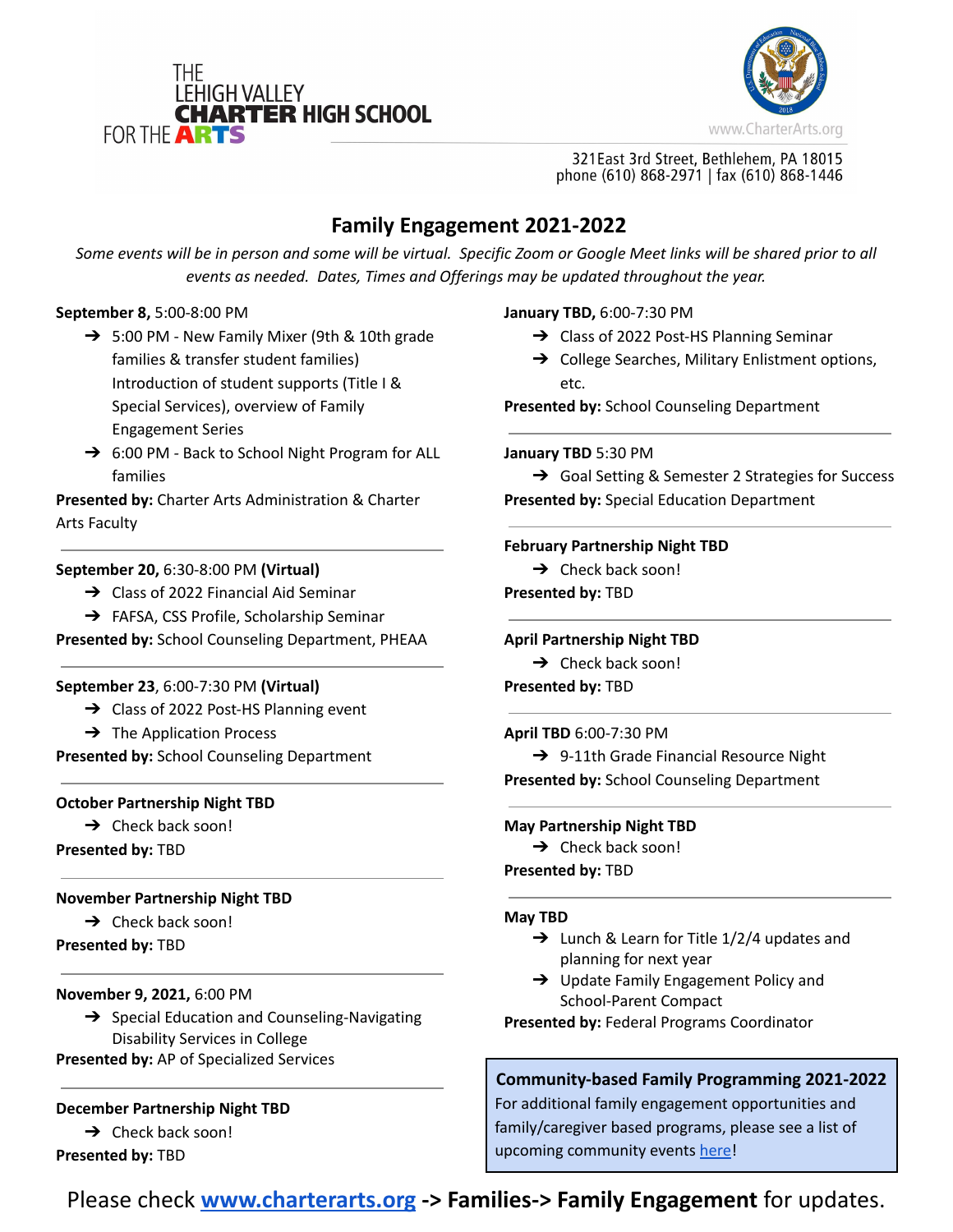THE
LEHIGH VALLEY
**CHARTER HIGH SCHOOL**
FOR THE **ARTS**

www.CharterArts.org

321East 3rd Street, Bethlehem, PA 18015
phone (610) 868-2971 | fax (610) 868-1446

## Family Engagement 2021-2022

*Some events will be in person and some will be virtual. Specific Zoom or Google Meet links will be shared prior to all events as needed. Dates, Times and Offerings may be updated throughout the year.*

**September 8,** 5:00-8:00 PM

- ➔ 5:00 PM - New Family Mixer (9th & 10th grade families & transfer student families) Introduction of student supports (Title I & Special Services), overview of Family Engagement Series
- ➔ 6:00 PM - Back to School Night Program for ALL families

**Presented by:** Charter Arts Administration & Charter Arts Faculty

---

**September 20,** 6:30-8:00 PM **(Virtual)**

- ➔ Class of 2022 Financial Aid Seminar
- ➔ FAFSA, CSS Profile, Scholarship Seminar

**Presented by:** School Counseling Department, PHEAA

---

**September 23**, 6:00-7:30 PM **(Virtual)**

- ➔ Class of 2022 Post-HS Planning event
- ➔ The Application Process

**Presented by:** School Counseling Department

---

**October Partnership Night TBD**

- ➔ Check back soon!

**Presented by:** TBD

---

**November Partnership Night TBD**

- ➔ Check back soon!

**Presented by:** TBD

---

**November 9, 2021,** 6:00 PM

- ➔ Special Education and Counseling-Navigating Disability Services in College

**Presented by:** AP of Specialized Services

---

**December Partnership Night TBD**

- ➔ Check back soon!

**Presented by:** TBD

---

**January TBD,** 6:00-7:30 PM

- ➔ Class of 2022 Post-HS Planning Seminar
- ➔ College Searches, Military Enlistment options, etc.

**Presented by:** School Counseling Department

---

**January TBD** 5:30 PM

- ➔ Goal Setting & Semester 2 Strategies for Success

**Presented by:** Special Education Department

---

**February Partnership Night TBD**

- ➔ Check back soon!

**Presented by:** TBD

---

**April Partnership Night TBD**

- ➔ Check back soon!

**Presented by:** TBD

---

**April TBD** 6:00-7:30 PM

- ➔ 9-11th Grade Financial Resource Night

**Presented by:** School Counseling Department

---

**May Partnership Night TBD**

- ➔ Check back soon!

**Presented by:** TBD

---

**May TBD**

- ➔ Lunch & Learn for Title 1/2/4 updates and planning for next year
- ➔ Update Family Engagement Policy and School-Parent Compact

**Presented by:** Federal Programs Coordinator

---

**Community-based Family Programming 2021-2022**

For additional family engagement opportunities and family/caregiver based programs, please see a list of upcoming community events here!

Please check **www.charterarts.org -> Families-> Family Engagement** for updates.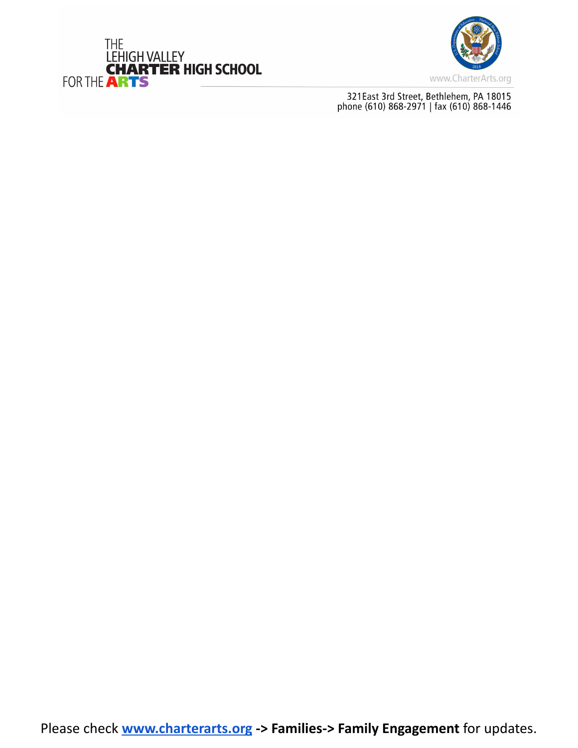THE LEHIGH VALLEY **CHARTER HIGH SCHOOL** FOR THE **ARTS**

www.CharterArts.org

321East 3rd Street, Bethlehem, PA 18015
phone (610) 868-2971 | fax (610) 868-1446

Please check **[www.charterarts.org](http://www.charterarts.org) -> Families-> Family Engagement** for updates.